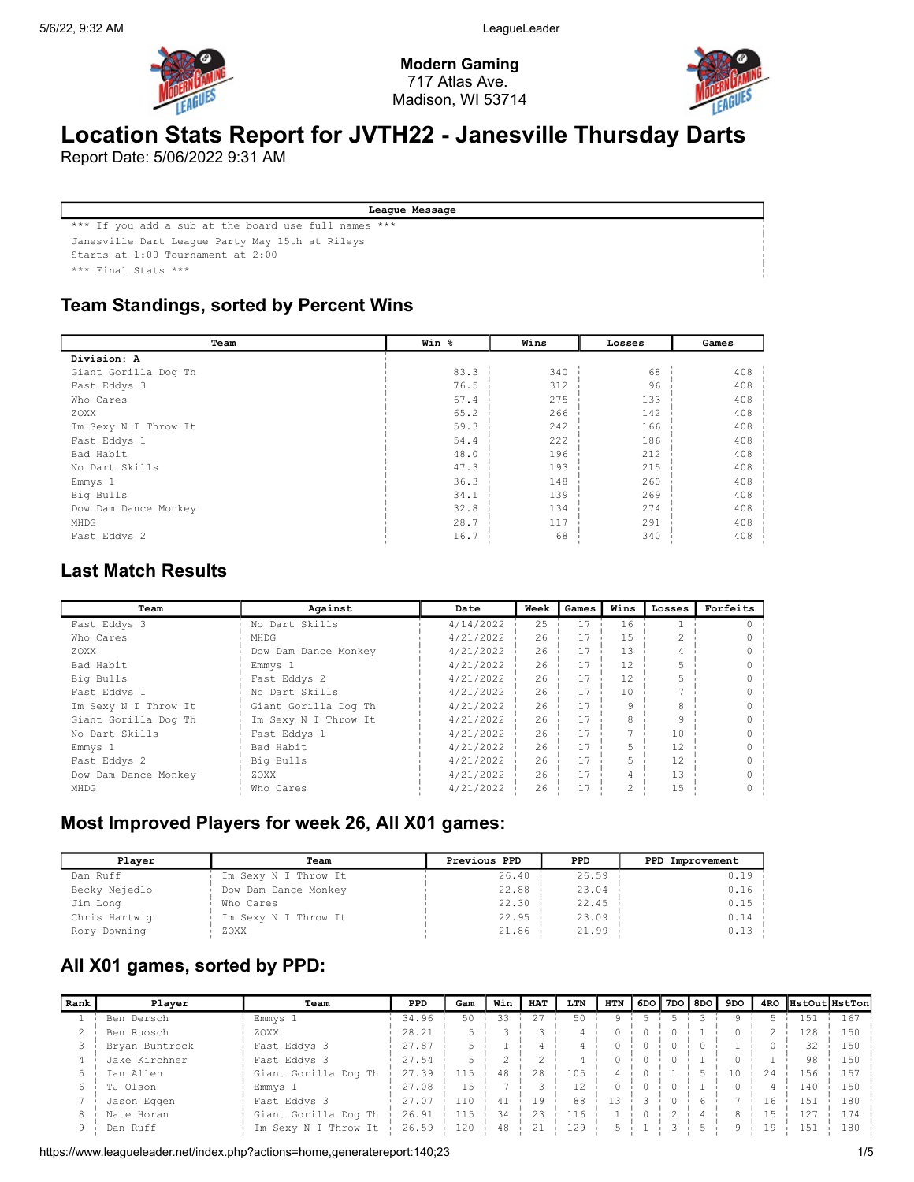**Modern Gaming**
717 Atlas Ave.
Madison, WI 53714

# Location Stats Report for JVTH22 - Janesville Thursday Darts

Report Date: 5/06/2022 9:31 AM

| League Message |
|---|
| *** If you add a sub at the board use full names *** |
| Janesville Dart League Party May 15th at Rileys |
| Starts at 1:00 Tournament at 2:00 |
| *** Final Stats *** |

## Team Standings, sorted by Percent Wins

| Team | Win % | Wins | Losses | Games |
|---|---|---|---|---|
| **Division: A** | | | | |
| Giant Gorilla Dog Th | 83.3 | 340 | 68 | 408 |
| Fast Eddys 3 | 76.5 | 312 | 96 | 408 |
| Who Cares | 67.4 | 275 | 133 | 408 |
| ZOXX | 65.2 | 266 | 142 | 408 |
| Im Sexy N I Throw It | 59.3 | 242 | 166 | 408 |
| Fast Eddys 1 | 54.4 | 222 | 186 | 408 |
| Bad Habit | 48.0 | 196 | 212 | 408 |
| No Dart Skills | 47.3 | 193 | 215 | 408 |
| Emmys 1 | 36.3 | 148 | 260 | 408 |
| Big Bulls | 34.1 | 139 | 269 | 408 |
| Dow Dam Dance Monkey | 32.8 | 134 | 274 | 408 |
| MHDG | 28.7 | 117 | 291 | 408 |
| Fast Eddys 2 | 16.7 | 68 | 340 | 408 |

## Last Match Results

| Team | Against | Date | Week | Games | Wins | Losses | Forfeits |
|---|---|---|---|---|---|---|---|
| Fast Eddys 3 | No Dart Skills | 4/14/2022 | 25 | 17 | 16 | 1 | 0 |
| Who Cares | MHDG | 4/21/2022 | 26 | 17 | 15 | 2 | 0 |
| ZOXX | Dow Dam Dance Monkey | 4/21/2022 | 26 | 17 | 13 | 4 | 0 |
| Bad Habit | Emmys 1 | 4/21/2022 | 26 | 17 | 12 | 5 | 0 |
| Big Bulls | Fast Eddys 2 | 4/21/2022 | 26 | 17 | 12 | 5 | 0 |
| Fast Eddys 1 | No Dart Skills | 4/21/2022 | 26 | 17 | 10 | 7 | 0 |
| Im Sexy N I Throw It | Giant Gorilla Dog Th | 4/21/2022 | 26 | 17 | 9 | 8 | 0 |
| Giant Gorilla Dog Th | Im Sexy N I Throw It | 4/21/2022 | 26 | 17 | 8 | 9 | 0 |
| No Dart Skills | Fast Eddys 1 | 4/21/2022 | 26 | 17 | 7 | 10 | 0 |
| Emmys 1 | Bad Habit | 4/21/2022 | 26 | 17 | 5 | 12 | 0 |
| Fast Eddys 2 | Big Bulls | 4/21/2022 | 26 | 17 | 5 | 12 | 0 |
| Dow Dam Dance Monkey | ZOXX | 4/21/2022 | 26 | 17 | 4 | 13 | 0 |
| MHDG | Who Cares | 4/21/2022 | 26 | 17 | 2 | 15 | 0 |

## Most Improved Players for week 26, All X01 games:

| Player | Team | Previous PPD | PPD | PPD Improvement |
|---|---|---|---|---|
| Dan Ruff | Im Sexy N I Throw It | 26.40 | 26.59 | 0.19 |
| Becky Nejedlo | Dow Dam Dance Monkey | 22.88 | 23.04 | 0.16 |
| Jim Long | Who Cares | 22.30 | 22.45 | 0.15 |
| Chris Hartwig | Im Sexy N I Throw It | 22.95 | 23.09 | 0.14 |
| Rory Downing | ZOXX | 21.86 | 21.99 | 0.13 |

## All X01 games, sorted by PPD:

| Rank | Player | Team | PPD | Gam | Win | HAT | LTN | HTN | 6DO | 7DO | 8DO | 9DO | 4RO | HstOut | HstTon |
|---|---|---|---|---|---|---|---|---|---|---|---|---|---|---|---|
| 1 | Ben Dersch | Emmys 1 | 34.96 | 50 | 33 | 27 | 50 | 9 | 5 | 5 | 3 | 9 | 5 | 151 | 167 |
| 2 | Ben Ruosch | ZOXX | 28.21 | 5 | 3 | 3 | 4 | 0 | 0 | 0 | 1 | 0 | 2 | 128 | 150 |
| 3 | Bryan Buntrock | Fast Eddys 3 | 27.87 | 5 | 1 | 4 | 4 | 0 | 0 | 0 | 0 | 1 | 0 | 32 | 150 |
| 4 | Jake Kirchner | Fast Eddys 3 | 27.54 | 5 | 2 | 2 | 4 | 0 | 0 | 0 | 1 | 0 | 1 | 98 | 150 |
| 5 | Ian Allen | Giant Gorilla Dog Th | 27.39 | 115 | 48 | 28 | 105 | 4 | 0 | 1 | 5 | 10 | 24 | 156 | 157 |
| 6 | TJ Olson | Emmys 1 | 27.08 | 15 | 7 | 3 | 12 | 0 | 0 | 0 | 1 | 0 | 4 | 140 | 150 |
| 7 | Jason Eggen | Fast Eddys 3 | 27.07 | 110 | 41 | 19 | 88 | 13 | 3 | 0 | 6 | 7 | 16 | 151 | 180 |
| 8 | Nate Horan | Giant Gorilla Dog Th | 26.91 | 115 | 34 | 23 | 116 | 1 | 0 | 2 | 4 | 8 | 15 | 127 | 174 |
| 9 | Dan Ruff | Im Sexy N I Throw It | 26.59 | 120 | 48 | 21 | 129 | 5 | 1 | 3 | 5 | 9 | 19 | 151 | 180 |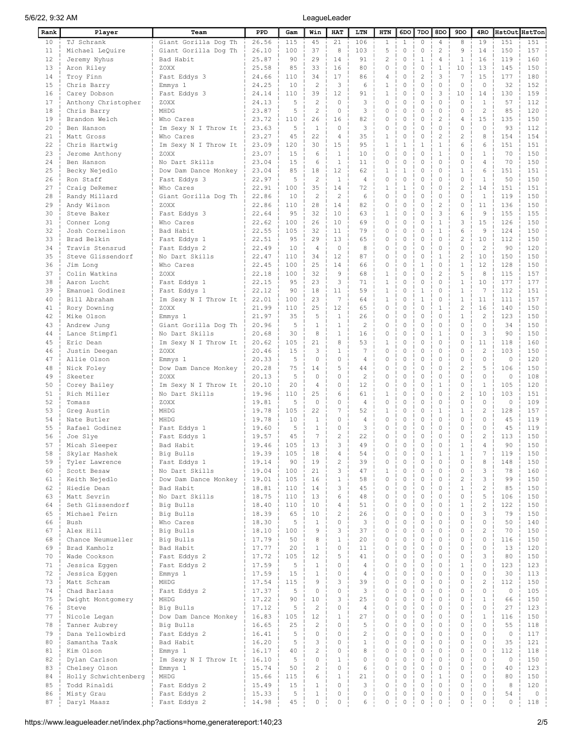| Rank | Player | Team | PPD | Gam | Win | HAT | LTN | HTN | 6DO | 7DO | 8DO | 9DO | 4RO | HstOut | HstTon |
|---|---|---|---|---|---|---|---|---|---|---|---|---|---|---|---|
| 10 | TJ Schrank | Giant Gorilla Dog Th | 26.56 | 115 | 45 | 21 | 106 | 1 | 1 | 0 | 4 | 8 | 19 | 151 | 151 |
| 11 | Michael LeQuire | Giant Gorilla Dog Th | 26.10 | 100 | 37 | 8 | 103 | 5 | 0 | 0 | 2 | 9 | 14 | 150 | 157 |
| 12 | Jeremy Nyhus | Bad Habit | 25.87 | 90 | 29 | 14 | 91 | 2 | 0 | 1 | 4 | 1 | 16 | 119 | 160 |
| 13 | Aron Riley | ZOXX | 25.58 | 85 | 33 | 16 | 80 | 0 | 0 | 0 | 1 | 10 | 13 | 145 | 150 |
| 14 | Troy Finn | Fast Eddys 3 | 24.66 | 110 | 34 | 17 | 86 | 4 | 0 | 2 | 3 | 7 | 15 | 177 | 180 |
| 15 | Chris Barry | Emmys 1 | 24.25 | 10 | 2 | 3 | 6 | 1 | 0 | 0 | 0 | 0 | 0 | 32 | 152 |
| 16 | Carey Dobson | Fast Eddys 3 | 24.14 | 110 | 39 | 12 | 91 | 1 | 0 | 0 | 3 | 10 | 14 | 130 | 159 |
| 17 | Anthony Christopher | ZOXX | 24.13 | 5 | 2 | 0 | 3 | 0 | 0 | 0 | 0 | 0 | 1 | 57 | 112 |
| 18 | Chris Barry | MHDG | 23.87 | 5 | 2 | 0 | 3 | 0 | 0 | 0 | 0 | 0 | 2 | 85 | 120 |
| 19 | Brandon Welch | Who Cares | 23.72 | 110 | 26 | 16 | 82 | 0 | 0 | 0 | 2 | 4 | 15 | 135 | 150 |
| 20 | Ben Hanson | Im Sexy N I Throw It | 23.63 | 5 | 1 | 0 | 3 | 0 | 0 | 0 | 0 | 0 | 0 | 93 | 112 |
| 21 | Matt Gross | Who Cares | 23.27 | 45 | 22 | 4 | 35 | 1 | 0 | 0 | 2 | 2 | 8 | 154 | 154 |
| 22 | Chris Hartwig | Im Sexy N I Throw It | 23.09 | 120 | 30 | 15 | 95 | 1 | 1 | 1 | 1 | 6 | 6 | 151 | 151 |
| 23 | Jerome Anthony | ZOXX | 23.07 | 15 | 6 | 1 | 10 | 0 | 0 | 0 | 1 | 0 | 1 | 70 | 150 |
| 24 | Ben Hanson | No Dart Skills | 23.04 | 15 | 6 | 1 | 11 | 0 | 0 | 0 | 0 | 0 | 4 | 70 | 150 |
| 25 | Becky Nejedlo | Dow Dam Dance Monkey | 23.04 | 85 | 18 | 12 | 62 | 1 | 1 | 0 | 0 | 1 | 6 | 151 | 151 |
| 26 | Ron Staff | Fast Eddys 3 | 22.97 | 5 | 2 | 1 | 4 | 0 | 0 | 0 | 0 | 0 | 1 | 50 | 150 |
| 27 | Craig DeRemer | Who Cares | 22.91 | 100 | 35 | 14 | 72 | 1 | 1 | 0 | 0 | 2 | 14 | 151 | 151 |
| 28 | Randy Millard | Giant Gorilla Dog Th | 22.86 | 10 | 2 | 2 | 6 | 0 | 0 | 0 | 0 | 0 | 1 | 119 | 150 |
| 29 | Andy Wilson | ZOXX | 22.86 | 110 | 28 | 14 | 82 | 0 | 0 | 0 | 2 | 0 | 11 | 136 | 150 |
| 30 | Steve Baker | Fast Eddys 3 | 22.64 | 95 | 32 | 10 | 63 | 1 | 0 | 0 | 3 | 6 | 9 | 155 | 155 |
| 31 | Conner Long | Who Cares | 22.62 | 100 | 26 | 10 | 69 | 0 | 0 | 0 | 1 | 3 | 15 | 126 | 150 |
| 32 | Josh Cornelison | Bad Habit | 22.55 | 105 | 32 | 11 | 79 | 0 | 0 | 0 | 1 | 6 | 9 | 124 | 150 |
| 33 | Brad Belkin | Fast Eddys 1 | 22.51 | 95 | 29 | 13 | 65 | 0 | 0 | 0 | 0 | 2 | 10 | 112 | 150 |
| 34 | Travis Stensrud | Fast Eddys 2 | 22.49 | 10 | 4 | 0 | 8 | 0 | 0 | 0 | 0 | 0 | 2 | 90 | 120 |
| 35 | Steve Glissendorf | No Dart Skills | 22.47 | 110 | 34 | 12 | 87 | 0 | 0 | 0 | 1 | 2 | 10 | 150 | 150 |
| 36 | Jim Long | Who Cares | 22.45 | 100 | 25 | 14 | 66 | 0 | 0 | 1 | 0 | 1 | 12 | 128 | 150 |
| 37 | Colin Watkins | ZOXX | 22.18 | 100 | 32 | 9 | 68 | 1 | 0 | 0 | 2 | 5 | 8 | 115 | 157 |
| 38 | Aaron Lucht | Fast Eddys 1 | 22.15 | 95 | 23 | 3 | 71 | 1 | 0 | 0 | 0 | 1 | 10 | 177 | 177 |
| 39 | Emanuel Godinez | Fast Eddys 1 | 22.12 | 90 | 18 | 11 | 59 | 1 | 0 | 1 | 0 | 1 | 7 | 112 | 151 |
| 40 | Bill Abraham | Im Sexy N I Throw It | 22.01 | 100 | 23 | 7 | 64 | 1 | 0 | 1 | 0 | 1 | 11 | 111 | 157 |
| 41 | Rory Downing | ZOXX | 21.99 | 110 | 25 | 12 | 65 | 0 | 0 | 0 | 1 | 2 | 16 | 140 | 150 |
| 42 | Mike Olson | Emmys 1 | 21.97 | 35 | 5 | 1 | 26 | 0 | 0 | 0 | 0 | 1 | 2 | 123 | 150 |
| 43 | Andrew Jung | Giant Gorilla Dog Th | 20.96 | 5 | 1 | 1 | 2 | 0 | 0 | 0 | 0 | 0 | 0 | 34 | 150 |
| 44 | Lance Stimpfl | No Dart Skills | 20.68 | 30 | 8 | 1 | 16 | 0 | 0 | 0 | 1 | 0 | 3 | 90 | 150 |
| 45 | Eric Dean | Im Sexy N I Throw It | 20.62 | 105 | 21 | 8 | 53 | 1 | 0 | 0 | 0 | 0 | 11 | 118 | 160 |
| 46 | Justin Deegan | ZOXX | 20.46 | 15 | 3 | 1 | 7 | 0 | 0 | 0 | 0 | 0 | 2 | 103 | 150 |
| 47 | Allie Olson | Emmys 1 | 20.33 | 5 | 0 | 0 | 4 | 0 | 0 | 0 | 0 | 0 | 0 | 0 | 120 |
| 48 | Nick Foley | Dow Dam Dance Monkey | 20.28 | 75 | 14 | 5 | 44 | 0 | 0 | 0 | 0 | 2 | 5 | 106 | 150 |
| 49 | Skeeter | ZOXX | 20.13 | 5 | 0 | 0 | 2 | 0 | 0 | 0 | 0 | 0 | 0 | 0 | 108 |
| 50 | Corey Bailey | Im Sexy N I Throw It | 20.10 | 20 | 4 | 0 | 12 | 0 | 0 | 0 | 1 | 0 | 1 | 105 | 120 |
| 51 | Rich Miller | No Dart Skills | 19.96 | 110 | 25 | 6 | 61 | 1 | 0 | 0 | 0 | 2 | 10 | 103 | 151 |
| 52 | Tomass | ZOXX | 19.81 | 5 | 0 | 0 | 4 | 0 | 0 | 0 | 0 | 0 | 0 | 0 | 109 |
| 53 | Greg Austin | MHDG | 19.78 | 105 | 22 | 7 | 52 | 1 | 0 | 0 | 1 | 1 | 2 | 128 | 157 |
| 54 | Nate Butler | MHDG | 19.78 | 10 | 1 | 0 | 4 | 0 | 0 | 0 | 0 | 0 | 0 | 45 | 119 |
| 55 | Rafael Godinez | Fast Eddys 1 | 19.60 | 5 | 1 | 0 | 3 | 0 | 0 | 0 | 0 | 0 | 0 | 45 | 119 |
| 56 | Joe Slye | Fast Eddys 1 | 19.57 | 45 | 7 | 2 | 22 | 0 | 0 | 0 | 0 | 0 | 2 | 113 | 150 |
| 57 | Micah Sleeper | Bad Habit | 19.46 | 105 | 13 | 3 | 49 | 0 | 0 | 0 | 0 | 1 | 4 | 90 | 150 |
| 58 | Skylar Mashek | Big Bulls | 19.39 | 105 | 18 | 4 | 54 | 0 | 0 | 0 | 1 | 1 | 7 | 119 | 150 |
| 59 | Tyler Lawrence | Fast Eddys 1 | 19.14 | 90 | 19 | 2 | 39 | 0 | 0 | 0 | 0 | 0 | 8 | 148 | 150 |
| 60 | Scott Besaw | No Dart Skills | 19.04 | 100 | 21 | 3 | 47 | 1 | 0 | 0 | 0 | 0 | 3 | 78 | 160 |
| 61 | Keith Nejedlo | Dow Dam Dance Monkey | 19.01 | 105 | 16 | 1 | 58 | 0 | 0 | 0 | 0 | 2 | 3 | 99 | 150 |
| 62 | Hiedie Dean | Bad Habit | 18.81 | 110 | 14 | 3 | 45 | 0 | 0 | 0 | 0 | 1 | 2 | 85 | 150 |
| 63 | Matt Sevrin | No Dart Skills | 18.75 | 110 | 13 | 6 | 48 | 0 | 0 | 0 | 0 | 0 | 5 | 106 | 150 |
| 64 | Seth Glissendorf | Big Bulls | 18.40 | 110 | 10 | 4 | 51 | 0 | 0 | 0 | 0 | 1 | 2 | 122 | 150 |
| 65 | Michael Feirn | Big Bulls | 18.39 | 65 | 10 | 2 | 26 | 0 | 0 | 0 | 0 | 0 | 3 | 79 | 150 |
| 66 | Bush | Who Cares | 18.30 | 5 | 1 | 0 | 3 | 0 | 0 | 0 | 0 | 0 | 0 | 50 | 140 |
| 67 | Alex Hill | Big Bulls | 18.10 | 100 | 9 | 3 | 37 | 0 | 0 | 0 | 0 | 0 | 2 | 70 | 150 |
| 68 | Chance Neumueller | Big Bulls | 17.79 | 50 | 8 | 1 | 20 | 0 | 0 | 0 | 0 | 0 | 0 | 116 | 150 |
| 69 | Brad Kamholz | Bad Habit | 17.77 | 20 | 1 | 0 | 11 | 0 | 0 | 0 | 0 | 0 | 0 | 13 | 120 |
| 70 | Wade Cookson | Fast Eddys 2 | 17.72 | 105 | 12 | 5 | 41 | 0 | 0 | 0 | 0 | 0 | 3 | 80 | 150 |
| 71 | Jessica Eggen | Fast Eddys 2 | 17.59 | 5 | 1 | 0 | 4 | 0 | 0 | 0 | 0 | 1 | 0 | 123 | 123 |
| 72 | Jessica Eggen | Emmys 1 | 17.59 | 15 | 1 | 0 | 4 | 0 | 0 | 0 | 0 | 0 | 0 | 30 | 113 |
| 73 | Matt Schram | MHDG | 17.54 | 115 | 9 | 3 | 39 | 0 | 0 | 0 | 0 | 0 | 2 | 112 | 150 |
| 74 | Chad Barlass | Fast Eddys 2 | 17.37 | 5 | 0 | 0 | 3 | 0 | 0 | 0 | 0 | 0 | 0 | 0 | 105 |
| 75 | Dwight Montgomery | MHDG | 17.22 | 90 | 10 | 3 | 25 | 0 | 0 | 0 | 0 | 0 | 1 | 66 | 150 |
| 76 | Steve | Big Bulls | 17.12 | 5 | 2 | 0 | 4 | 0 | 0 | 0 | 0 | 0 | 0 | 27 | 123 |
| 77 | Nicole Legan | Dow Dam Dance Monkey | 16.83 | 105 | 12 | 1 | 27 | 0 | 0 | 0 | 0 | 0 | 1 | 116 | 150 |
| 78 | Tanner Aubrey | Big Bulls | 16.65 | 25 | 2 | 0 | 5 | 0 | 0 | 0 | 0 | 0 | 0 | 55 | 118 |
| 79 | Dana Yellowbird | Fast Eddys 2 | 16.41 | 5 | 0 | 0 | 2 | 0 | 0 | 0 | 0 | 0 | 0 | 0 | 117 |
| 80 | Samantha Task | Bad Habit | 16.20 | 5 | 3 | 0 | 1 | 0 | 0 | 0 | 0 | 0 | 0 | 35 | 121 |
| 81 | Kim Olson | Emmys 1 | 16.17 | 40 | 2 | 0 | 8 | 0 | 0 | 0 | 0 | 0 | 0 | 112 | 118 |
| 82 | Dylan Carlson | Im Sexy N I Throw It | 16.10 | 5 | 0 | 1 | 0 | 0 | 0 | 0 | 0 | 0 | 0 | 0 | 150 |
| 83 | Chelsey Olson | Emmys 1 | 15.74 | 50 | 2 | 0 | 6 | 0 | 0 | 0 | 0 | 0 | 0 | 40 | 123 |
| 84 | Holly Schwichtenberg | MHDG | 15.66 | 115 | 6 | 1 | 21 | 0 | 0 | 0 | 1 | 0 | 0 | 80 | 150 |
| 85 | Todd Rinaldi | Fast Eddys 2 | 15.49 | 15 | 1 | 0 | 3 | 0 | 0 | 0 | 0 | 0 | 0 | 8 | 120 |
| 86 | Misty Grau | Fast Eddys 2 | 15.33 | 5 | 1 | 0 | 0 | 0 | 0 | 0 | 0 | 0 | 0 | 54 | 0 |
| 87 | Daryl Maasz | Fast Eddys 2 | 14.98 | 45 | 0 | 0 | 6 | 0 | 0 | 0 | 0 | 0 | 0 | 0 | 118 |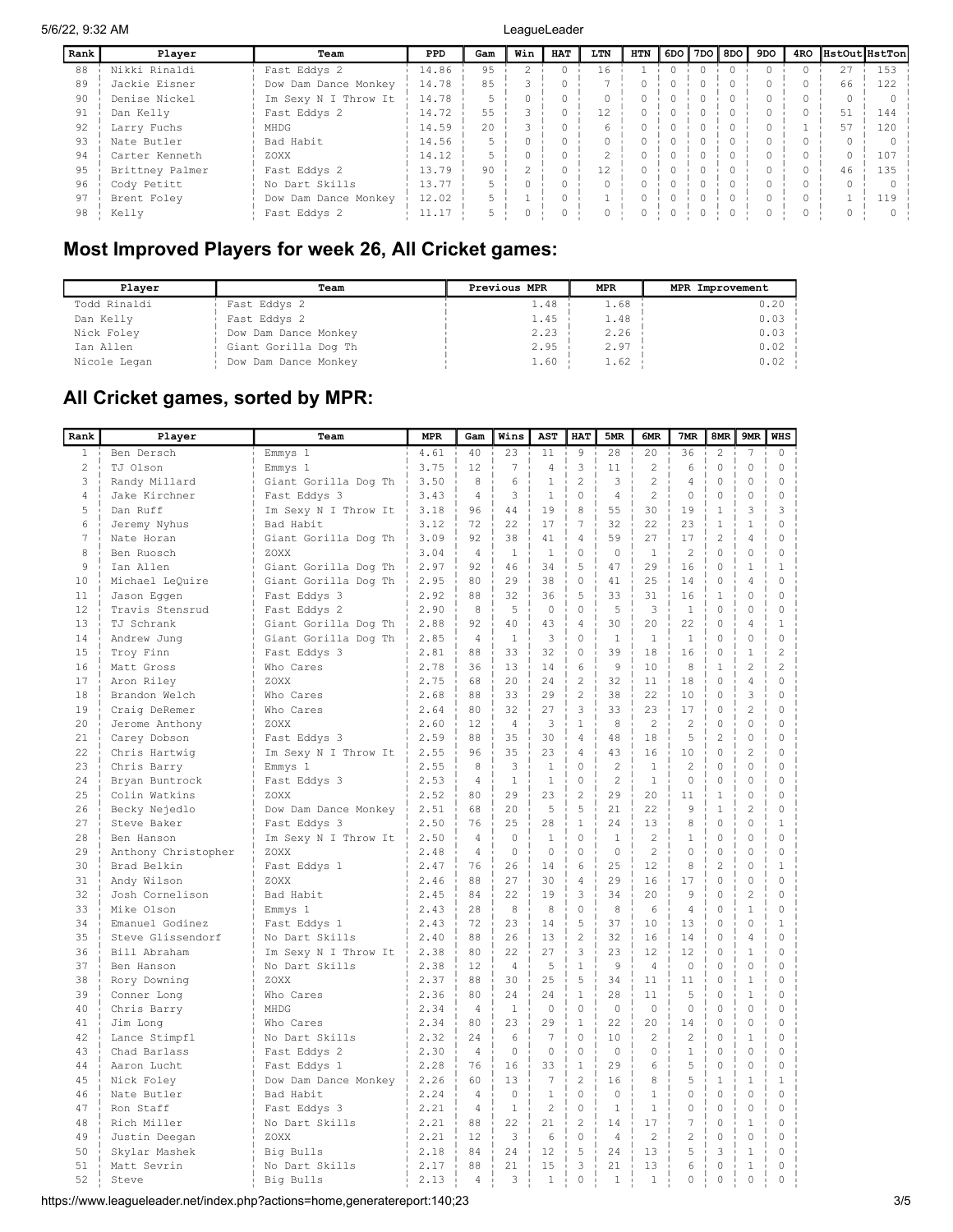| Rank | Player | Team | PPD | Gam | Win | HAT | LTN | HTN | 6DO | 7DO | 8DO | 9DO | 4RO | HstOut | HstTon |
|---|---|---|---|---|---|---|---|---|---|---|---|---|---|---|---|
| 88 | Nikki Rinaldi | Fast Eddys 2 | 14.86 | 95 | 2 | 0 | 16 | 1 | 0 | 0 | 0 | 0 | 0 | 27 | 153 |
| 89 | Jackie Eisner | Dow Dam Dance Monkey | 14.78 | 85 | 3 | 0 | 7 | 0 | 0 | 0 | 0 | 0 | 0 | 66 | 122 |
| 90 | Denise Nickel | Im Sexy N I Throw It | 14.78 | 5 | 0 | 0 | 0 | 0 | 0 | 0 | 0 | 0 | 0 | 0 | 0 |
| 91 | Dan Kelly | Fast Eddys 2 | 14.72 | 55 | 3 | 0 | 12 | 0 | 0 | 0 | 0 | 0 | 0 | 51 | 144 |
| 92 | Larry Fuchs | MHDG | 14.59 | 20 | 3 | 0 | 6 | 0 | 0 | 0 | 0 | 0 | 1 | 57 | 120 |
| 93 | Nate Butler | Bad Habit | 14.56 | 5 | 0 | 0 | 0 | 0 | 0 | 0 | 0 | 0 | 0 | 0 | 0 |
| 94 | Carter Kenneth | ZOXX | 14.12 | 5 | 0 | 0 | 2 | 0 | 0 | 0 | 0 | 0 | 0 | 0 | 107 |
| 95 | Brittney Palmer | Fast Eddys 2 | 13.79 | 90 | 2 | 0 | 12 | 0 | 0 | 0 | 0 | 0 | 0 | 46 | 135 |
| 96 | Cody Petitt | No Dart Skills | 13.77 | 5 | 0 | 0 | 0 | 0 | 0 | 0 | 0 | 0 | 0 | 0 | 0 |
| 97 | Brent Foley | Dow Dam Dance Monkey | 12.02 | 5 | 1 | 0 | 1 | 0 | 0 | 0 | 0 | 0 | 0 | 1 | 119 |
| 98 | Kelly | Fast Eddys 2 | 11.17 | 5 | 0 | 0 | 0 | 0 | 0 | 0 | 0 | 0 | 0 | 0 | 0 |

## Most Improved Players for week 26, All Cricket games:

| Player | Team | Previous MPR | MPR | MPR Improvement |
|---|---|---|---|---|
| Todd Rinaldi | Fast Eddys 2 | 1.48 | 1.68 | 0.20 |
| Dan Kelly | Fast Eddys 2 | 1.45 | 1.48 | 0.03 |
| Nick Foley | Dow Dam Dance Monkey | 2.23 | 2.26 | 0.03 |
| Ian Allen | Giant Gorilla Dog Th | 2.95 | 2.97 | 0.02 |
| Nicole Legan | Dow Dam Dance Monkey | 1.60 | 1.62 | 0.02 |

## All Cricket games, sorted by MPR:

| Rank | Player | Team | MPR | Gam | Wins | AST | HAT | 5MR | 6MR | 7MR | 8MR | 9MR | WHS |
|---|---|---|---|---|---|---|---|---|---|---|---|---|---|
| 1 | Ben Dersch | Emmys 1 | 4.61 | 40 | 23 | 11 | 9 | 28 | 20 | 36 | 2 | 7 | 0 |
| 2 | TJ Olson | Emmys 1 | 3.75 | 12 | 7 | 4 | 3 | 11 | 2 | 6 | 0 | 0 | 0 |
| 3 | Randy Millard | Giant Gorilla Dog Th | 3.50 | 8 | 6 | 1 | 2 | 3 | 2 | 4 | 0 | 0 | 0 |
| 4 | Jake Kirchner | Fast Eddys 3 | 3.43 | 4 | 3 | 1 | 0 | 4 | 2 | 0 | 0 | 0 | 0 |
| 5 | Dan Ruff | Im Sexy N I Throw It | 3.18 | 96 | 44 | 19 | 8 | 55 | 30 | 19 | 1 | 3 | 3 |
| 6 | Jeremy Nyhus | Bad Habit | 3.12 | 72 | 22 | 17 | 7 | 32 | 22 | 23 | 1 | 1 | 0 |
| 7 | Nate Horan | Giant Gorilla Dog Th | 3.09 | 92 | 38 | 41 | 4 | 59 | 27 | 17 | 2 | 4 | 0 |
| 8 | Ben Ruosch | ZOXX | 3.04 | 4 | 1 | 1 | 0 | 0 | 1 | 2 | 0 | 0 | 0 |
| 9 | Ian Allen | Giant Gorilla Dog Th | 2.97 | 92 | 46 | 34 | 5 | 47 | 29 | 16 | 0 | 1 | 1 |
| 10 | Michael LeQuire | Giant Gorilla Dog Th | 2.95 | 80 | 29 | 38 | 0 | 41 | 25 | 14 | 0 | 4 | 0 |
| 11 | Jason Eggen | Fast Eddys 3 | 2.92 | 88 | 32 | 36 | 5 | 33 | 31 | 16 | 1 | 0 | 0 |
| 12 | Travis Stensrud | Fast Eddys 2 | 2.90 | 8 | 5 | 0 | 0 | 5 | 3 | 1 | 0 | 0 | 0 |
| 13 | TJ Schrank | Giant Gorilla Dog Th | 2.88 | 92 | 40 | 43 | 4 | 30 | 20 | 22 | 0 | 4 | 1 |
| 14 | Andrew Jung | Giant Gorilla Dog Th | 2.85 | 4 | 1 | 3 | 0 | 1 | 1 | 1 | 0 | 0 | 0 |
| 15 | Troy Finn | Fast Eddys 3 | 2.81 | 88 | 33 | 32 | 0 | 39 | 18 | 16 | 0 | 1 | 2 |
| 16 | Matt Gross | Who Cares | 2.78 | 36 | 13 | 14 | 6 | 9 | 10 | 8 | 1 | 2 | 2 |
| 17 | Aron Riley | ZOXX | 2.75 | 68 | 20 | 24 | 2 | 32 | 11 | 18 | 0 | 4 | 0 |
| 18 | Brandon Welch | Who Cares | 2.68 | 88 | 33 | 29 | 2 | 38 | 22 | 10 | 0 | 3 | 0 |
| 19 | Craig DeRemer | Who Cares | 2.64 | 80 | 32 | 27 | 3 | 33 | 23 | 17 | 0 | 2 | 0 |
| 20 | Jerome Anthony | ZOXX | 2.60 | 12 | 4 | 3 | 1 | 8 | 2 | 2 | 0 | 0 | 0 |
| 21 | Carey Dobson | Fast Eddys 3 | 2.59 | 88 | 35 | 30 | 4 | 48 | 18 | 5 | 2 | 0 | 0 |
| 22 | Chris Hartwig | Im Sexy N I Throw It | 2.55 | 96 | 35 | 23 | 4 | 43 | 16 | 10 | 0 | 2 | 0 |
| 23 | Chris Barry | Emmys 1 | 2.55 | 8 | 3 | 1 | 0 | 2 | 1 | 2 | 0 | 0 | 0 |
| 24 | Bryan Buntrock | Fast Eddys 3 | 2.53 | 4 | 1 | 1 | 0 | 2 | 1 | 0 | 0 | 0 | 0 |
| 25 | Colin Watkins | ZOXX | 2.52 | 80 | 29 | 23 | 2 | 29 | 20 | 11 | 1 | 0 | 0 |
| 26 | Becky Nejedlo | Dow Dam Dance Monkey | 2.51 | 68 | 20 | 5 | 5 | 21 | 22 | 9 | 1 | 2 | 0 |
| 27 | Steve Baker | Fast Eddys 3 | 2.50 | 76 | 25 | 28 | 1 | 24 | 13 | 8 | 0 | 0 | 1 |
| 28 | Ben Hanson | Im Sexy N I Throw It | 2.50 | 4 | 0 | 1 | 0 | 1 | 2 | 1 | 0 | 0 | 0 |
| 29 | Anthony Christopher | ZOXX | 2.48 | 4 | 0 | 0 | 0 | 0 | 2 | 0 | 0 | 0 | 0 |
| 30 | Brad Belkin | Fast Eddys 1 | 2.47 | 76 | 26 | 14 | 6 | 25 | 12 | 8 | 2 | 0 | 1 |
| 31 | Andy Wilson | ZOXX | 2.46 | 88 | 27 | 30 | 4 | 29 | 16 | 17 | 0 | 0 | 0 |
| 32 | Josh Cornelison | Bad Habit | 2.45 | 84 | 22 | 19 | 3 | 34 | 20 | 9 | 0 | 2 | 0 |
| 33 | Mike Olson | Emmys 1 | 2.43 | 28 | 8 | 8 | 0 | 8 | 6 | 4 | 0 | 1 | 0 |
| 34 | Emanuel Godinez | Fast Eddys 1 | 2.43 | 72 | 23 | 14 | 5 | 37 | 10 | 13 | 0 | 0 | 1 |
| 35 | Steve Glissendorf | No Dart Skills | 2.40 | 88 | 26 | 13 | 2 | 32 | 16 | 14 | 0 | 4 | 0 |
| 36 | Bill Abraham | Im Sexy N I Throw It | 2.38 | 80 | 22 | 27 | 3 | 23 | 12 | 12 | 0 | 1 | 0 |
| 37 | Ben Hanson | No Dart Skills | 2.38 | 12 | 4 | 5 | 1 | 9 | 4 | 0 | 0 | 0 | 0 |
| 38 | Rory Downing | ZOXX | 2.37 | 88 | 30 | 25 | 5 | 34 | 11 | 11 | 0 | 1 | 0 |
| 39 | Conner Long | Who Cares | 2.36 | 80 | 24 | 24 | 1 | 28 | 11 | 5 | 0 | 1 | 0 |
| 40 | Chris Barry | MHDG | 2.34 | 4 | 1 | 0 | 0 | 0 | 0 | 0 | 0 | 0 | 0 |
| 41 | Jim Long | Who Cares | 2.34 | 80 | 23 | 29 | 1 | 22 | 20 | 14 | 0 | 0 | 0 |
| 42 | Lance Stimpfl | No Dart Skills | 2.32 | 24 | 6 | 7 | 0 | 10 | 2 | 2 | 0 | 1 | 0 |
| 43 | Chad Barlass | Fast Eddys 2 | 2.30 | 4 | 0 | 0 | 0 | 0 | 0 | 1 | 0 | 0 | 0 |
| 44 | Aaron Lucht | Fast Eddys 1 | 2.28 | 76 | 16 | 33 | 1 | 29 | 6 | 5 | 0 | 0 | 0 |
| 45 | Nick Foley | Dow Dam Dance Monkey | 2.26 | 60 | 13 | 7 | 2 | 16 | 8 | 5 | 1 | 1 | 1 |
| 46 | Nate Butler | Bad Habit | 2.24 | 4 | 0 | 1 | 0 | 0 | 1 | 0 | 0 | 0 | 0 |
| 47 | Ron Staff | Fast Eddys 3 | 2.21 | 4 | 1 | 2 | 0 | 1 | 1 | 0 | 0 | 0 | 0 |
| 48 | Rich Miller | No Dart Skills | 2.21 | 88 | 22 | 21 | 2 | 14 | 17 | 7 | 0 | 1 | 0 |
| 49 | Justin Deegan | ZOXX | 2.21 | 12 | 3 | 6 | 0 | 4 | 2 | 2 | 0 | 0 | 0 |
| 50 | Skylar Mashek | Big Bulls | 2.18 | 84 | 24 | 12 | 5 | 24 | 13 | 5 | 3 | 1 | 0 |
| 51 | Matt Sevrin | No Dart Skills | 2.17 | 88 | 21 | 15 | 3 | 21 | 13 | 6 | 0 | 1 | 0 |
| 52 | Steve | Big Bulls | 2.13 | 4 | 3 | 1 | 0 | 1 | 1 | 0 | 0 | 0 | 0 |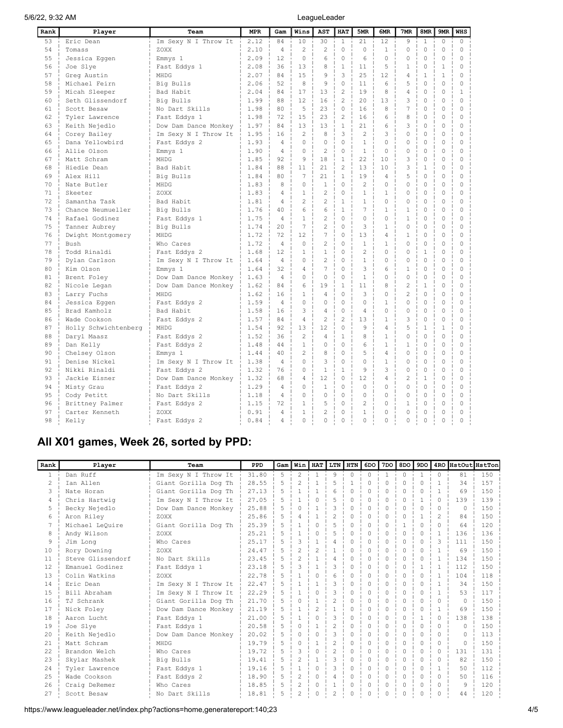| Rank | Player | Team | MPR | Gam | Wins | AST | HAT | 5MR | 6MR | 7MR | 8MR | 9MR | WHS |
|---|---|---|---|---|---|---|---|---|---|---|---|---|---|
| 53 | Eric Dean | Im Sexy N I Throw It | 2.12 | 84 | 10 | 30 | 1 | 21 | 12 | 9 | 1 | 0 | 0 |
| 54 | Tomass | ZOXX | 2.10 | 4 | 2 | 2 | 0 | 0 | 1 | 0 | 0 | 0 | 0 |
| 55 | Jessica Eggen | Emmys 1 | 2.09 | 12 | 0 | 6 | 0 | 6 | 0 | 0 | 0 | 0 | 0 |
| 56 | Joe Slye | Fast Eddys 1 | 2.08 | 36 | 13 | 8 | 1 | 11 | 5 | 1 | 0 | 1 | 0 |
| 57 | Greg Austin | MHDG | 2.07 | 84 | 15 | 9 | 3 | 25 | 12 | 4 | 1 | 1 | 0 |
| 58 | Michael Feirn | Big Bulls | 2.06 | 52 | 8 | 9 | 0 | 11 | 6 | 5 | 0 | 0 | 0 |
| 59 | Micah Sleeper | Bad Habit | 2.04 | 84 | 17 | 13 | 2 | 19 | 8 | 4 | 0 | 0 | 1 |
| 60 | Seth Glissendorf | Big Bulls | 1.99 | 88 | 12 | 16 | 2 | 20 | 13 | 3 | 0 | 0 | 0 |
| 61 | Scott Besaw | No Dart Skills | 1.98 | 80 | 5 | 23 | 0 | 16 | 8 | 7 | 0 | 0 | 0 |
| 62 | Tyler Lawrence | Fast Eddys 1 | 1.98 | 72 | 15 | 23 | 2 | 16 | 6 | 8 | 0 | 0 | 0 |
| 63 | Keith Nejedlo | Dow Dam Dance Monkey | 1.97 | 84 | 13 | 13 | 1 | 21 | 6 | 3 | 0 | 0 | 0 |
| 64 | Corey Bailey | Im Sexy N I Throw It | 1.95 | 16 | 2 | 8 | 3 | 2 | 3 | 0 | 0 | 0 | 0 |
| 65 | Dana Yellowbird | Fast Eddys 2 | 1.93 | 4 | 0 | 0 | 0 | 1 | 0 | 0 | 0 | 0 | 0 |
| 66 | Allie Olson | Emmys 1 | 1.90 | 4 | 0 | 2 | 0 | 1 | 0 | 0 | 0 | 0 | 0 |
| 67 | Matt Schram | MHDG | 1.85 | 92 | 9 | 18 | 1 | 22 | 10 | 3 | 0 | 0 | 0 |
| 68 | Hiedie Dean | Bad Habit | 1.84 | 88 | 11 | 21 | 2 | 13 | 10 | 3 | 1 | 0 | 0 |
| 69 | Alex Hill | Big Bulls | 1.84 | 80 | 7 | 21 | 1 | 19 | 4 | 5 | 0 | 0 | 0 |
| 70 | Nate Butler | MHDG | 1.83 | 8 | 0 | 1 | 0 | 2 | 0 | 0 | 0 | 0 | 0 |
| 71 | Skeeter | ZOXX | 1.83 | 4 | 1 | 2 | 0 | 1 | 1 | 0 | 0 | 0 | 0 |
| 72 | Samantha Task | Bad Habit | 1.81 | 4 | 2 | 2 | 1 | 1 | 0 | 0 | 0 | 0 | 0 |
| 73 | Chance Neumueller | Big Bulls | 1.76 | 40 | 6 | 6 | 1 | 7 | 1 | 1 | 0 | 0 | 0 |
| 74 | Rafael Godinez | Fast Eddys 1 | 1.75 | 4 | 1 | 2 | 0 | 0 | 0 | 1 | 0 | 0 | 0 |
| 75 | Tanner Aubrey | Big Bulls | 1.74 | 20 | 7 | 2 | 0 | 3 | 1 | 0 | 0 | 0 | 0 |
| 76 | Dwight Montgomery | MHDG | 1.72 | 72 | 12 | 7 | 0 | 13 | 4 | 1 | 0 | 0 | 0 |
| 77 | Bush | Who Cares | 1.72 | 4 | 0 | 2 | 0 | 1 | 1 | 0 | 0 | 0 | 0 |
| 78 | Todd Rinaldi | Fast Eddys 2 | 1.68 | 12 | 1 | 1 | 0 | 2 | 0 | 0 | 1 | 0 | 0 |
| 79 | Dylan Carlson | Im Sexy N I Throw It | 1.64 | 4 | 0 | 2 | 0 | 1 | 0 | 0 | 0 | 0 | 0 |
| 80 | Kim Olson | Emmys 1 | 1.64 | 32 | 4 | 7 | 0 | 3 | 6 | 1 | 0 | 0 | 0 |
| 81 | Brent Foley | Dow Dam Dance Monkey | 1.63 | 4 | 0 | 0 | 0 | 1 | 0 | 0 | 0 | 0 | 0 |
| 82 | Nicole Legan | Dow Dam Dance Monkey | 1.62 | 84 | 6 | 19 | 1 | 11 | 8 | 2 | 1 | 0 | 0 |
| 83 | Larry Fuchs | MHDG | 1.62 | 16 | 1 | 4 | 0 | 3 | 0 | 2 | 0 | 0 | 0 |
| 84 | Jessica Eggen | Fast Eddys 2 | 1.59 | 4 | 0 | 0 | 0 | 0 | 1 | 0 | 0 | 0 | 0 |
| 85 | Brad Kamholz | Bad Habit | 1.58 | 16 | 3 | 4 | 0 | 4 | 0 | 0 | 0 | 0 | 0 |
| 86 | Wade Cookson | Fast Eddys 2 | 1.57 | 84 | 4 | 2 | 2 | 13 | 1 | 3 | 0 | 0 | 0 |
| 87 | Holly Schwichtenberg | MHDG | 1.54 | 92 | 13 | 12 | 0 | 9 | 4 | 5 | 1 | 1 | 0 |
| 88 | Daryl Maasz | Fast Eddys 2 | 1.52 | 36 | 2 | 4 | 1 | 8 | 1 | 0 | 0 | 0 | 0 |
| 89 | Dan Kelly | Fast Eddys 2 | 1.48 | 44 | 1 | 0 | 0 | 6 | 1 | 1 | 0 | 0 | 0 |
| 90 | Chelsey Olson | Emmys 1 | 1.44 | 40 | 2 | 8 | 0 | 5 | 4 | 0 | 0 | 0 | 0 |
| 91 | Denise Nickel | Im Sexy N I Throw It | 1.38 | 4 | 0 | 3 | 0 | 0 | 1 | 0 | 0 | 0 | 0 |
| 92 | Nikki Rinaldi | Fast Eddys 2 | 1.32 | 76 | 0 | 1 | 1 | 9 | 3 | 0 | 0 | 0 | 0 |
| 93 | Jackie Eisner | Dow Dam Dance Monkey | 1.32 | 68 | 4 | 12 | 0 | 12 | 4 | 2 | 1 | 0 | 0 |
| 94 | Misty Grau | Fast Eddys 2 | 1.29 | 4 | 0 | 1 | 0 | 0 | 0 | 0 | 0 | 0 | 0 |
| 95 | Cody Petitt | No Dart Skills | 1.18 | 4 | 0 | 0 | 0 | 0 | 0 | 0 | 0 | 0 | 0 |
| 96 | Brittney Palmer | Fast Eddys 2 | 1.15 | 72 | 1 | 5 | 0 | 2 | 0 | 1 | 0 | 0 | 0 |
| 97 | Carter Kenneth | ZOXX | 0.91 | 4 | 1 | 2 | 0 | 1 | 0 | 0 | 0 | 0 | 0 |
| 98 | Kelly | Fast Eddys 2 | 0.84 | 4 | 0 | 0 | 0 | 0 | 0 | 0 | 0 | 0 | 0 |

## All X01 games, Week 26, sorted by PPD:

| Rank | Player | Team | PPD | Gam | Win | HAT | LTN | HTN | 6DO | 7DO | 8DO | 9DO | 4RO | HstOut | HstTon |
|---|---|---|---|---|---|---|---|---|---|---|---|---|---|---|---|
| 1 | Dan Ruff | Im Sexy N I Throw It | 31.80 | 5 | 2 | 1 | 9 | 0 | 0 | 1 | 0 | 1 | 0 | 81 | 150 |
| 2 | Ian Allen | Giant Gorilla Dog Th | 28.55 | 5 | 2 | 1 | 5 | 1 | 0 | 0 | 0 | 0 | 1 | 34 | 157 |
| 3 | Nate Horan | Giant Gorilla Dog Th | 27.13 | 5 | 1 | 1 | 6 | 0 | 0 | 0 | 0 | 0 | 1 | 69 | 150 |
| 4 | Chris Hartwig | Im Sexy N I Throw It | 27.05 | 5 | 1 | 0 | 5 | 0 | 0 | 0 | 0 | 1 | 0 | 139 | 139 |
| 5 | Becky Nejedlo | Dow Dam Dance Monkey | 25.88 | 5 | 0 | 1 | 3 | 0 | 0 | 0 | 0 | 0 | 0 | 0 | 150 |
| 6 | Aron Riley | ZOXX | 25.86 | 5 | 4 | 1 | 2 | 0 | 0 | 0 | 0 | 1 | 2 | 84 | 150 |
| 7 | Michael LeQuire | Giant Gorilla Dog Th | 25.39 | 5 | 1 | 0 | 5 | 0 | 0 | 0 | 1 | 0 | 0 | 64 | 120 |
| 8 | Andy Wilson | ZOXX | 25.21 | 5 | 1 | 0 | 5 | 0 | 0 | 0 | 0 | 0 | 1 | 136 | 136 |
| 9 | Jim Long | Who Cares | 25.17 | 5 | 3 | 1 | 4 | 0 | 0 | 0 | 0 | 0 | 3 | 111 | 150 |
| 10 | Rory Downing | ZOXX | 24.47 | 5 | 2 | 2 | 1 | 0 | 0 | 0 | 0 | 0 | 1 | 69 | 150 |
| 11 | Steve Glissendorf | No Dart Skills | 23.45 | 5 | 2 | 1 | 4 | 0 | 0 | 0 | 0 | 0 | 1 | 134 | 150 |
| 12 | Emanuel Godinez | Fast Eddys 1 | 23.18 | 5 | 3 | 1 | 3 | 0 | 0 | 0 | 0 | 1 | 1 | 112 | 150 |
| 13 | Colin Watkins | ZOXX | 22.78 | 5 | 1 | 0 | 6 | 0 | 0 | 0 | 0 | 0 | 1 | 104 | 118 |
| 14 | Eric Dean | Im Sexy N I Throw It | 22.47 | 5 | 1 | 1 | 3 | 0 | 0 | 0 | 0 | 0 | 1 | 34 | 150 |
| 15 | Bill Abraham | Im Sexy N I Throw It | 22.29 | 5 | 1 | 0 | 3 | 0 | 0 | 0 | 0 | 0 | 1 | 53 | 117 |
| 16 | TJ Schrank | Giant Gorilla Dog Th | 21.70 | 5 | 0 | 1 | 2 | 0 | 0 | 0 | 0 | 0 | 0 | 0 | 150 |
| 17 | Nick Foley | Dow Dam Dance Monkey | 21.19 | 5 | 1 | 2 | 1 | 0 | 0 | 0 | 0 | 0 | 1 | 69 | 150 |
| 18 | Aaron Lucht | Fast Eddys 1 | 21.00 | 5 | 1 | 0 | 3 | 0 | 0 | 0 | 0 | 1 | 0 | 138 | 138 |
| 19 | Joe Slye | Fast Eddys 1 | 20.58 | 5 | 0 | 1 | 2 | 0 | 0 | 0 | 0 | 0 | 0 | 0 | 150 |
| 20 | Keith Nejedlo | Dow Dam Dance Monkey | 20.02 | 5 | 0 | 0 | 3 | 0 | 0 | 0 | 0 | 0 | 0 | 0 | 113 |
| 21 | Matt Schram | MHDG | 19.79 | 5 | 0 | 1 | 2 | 0 | 0 | 0 | 0 | 0 | 0 | 0 | 150 |
| 22 | Brandon Welch | Who Cares | 19.72 | 5 | 3 | 0 | 2 | 0 | 0 | 0 | 0 | 0 | 0 | 131 | 131 |
| 23 | Skylar Mashek | Big Bulls | 19.41 | 5 | 2 | 1 | 3 | 0 | 0 | 0 | 0 | 0 | 0 | 82 | 150 |
| 24 | Tyler Lawrence | Fast Eddys 1 | 19.16 | 5 | 1 | 0 | 3 | 0 | 0 | 0 | 0 | 0 | 1 | 50 | 112 |
| 25 | Wade Cookson | Fast Eddys 2 | 18.90 | 5 | 2 | 0 | 4 | 0 | 0 | 0 | 0 | 0 | 0 | 50 | 116 |
| 26 | Craig DeRemer | Who Cares | 18.85 | 5 | 2 | 0 | 1 | 0 | 0 | 0 | 0 | 0 | 0 | 9 | 120 |
| 27 | Scott Besaw | No Dart Skills | 18.81 | 5 | 2 | 0 | 2 | 0 | 0 | 0 | 0 | 0 | 0 | 44 | 120 |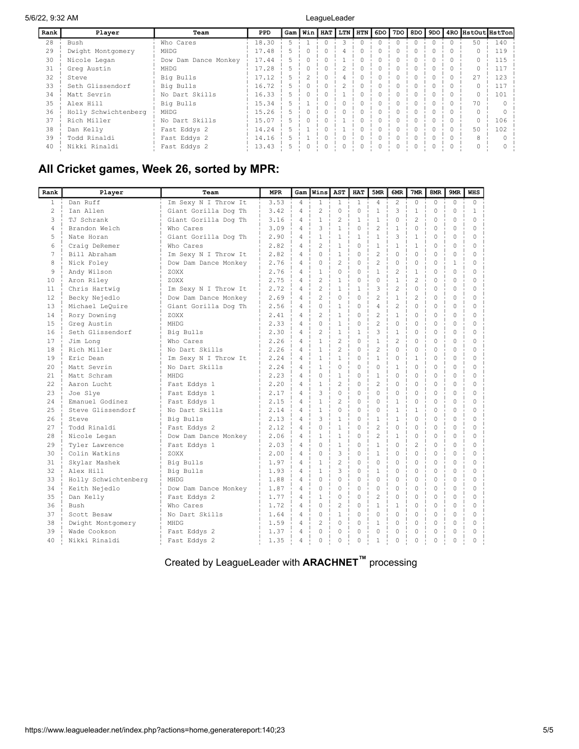| Rank | Player | Team | PPD | Gam | Win | HAT | LTN | HTN | 6DO | 7DO | 8DO | 9DO | 4RO | HstOut | HstTon |
|---|---|---|---|---|---|---|---|---|---|---|---|---|---|---|---|
| 28 | Bush | Who Cares | 18.30 | 5 | 1 | 0 | 3 | 0 | 0 | 0 | 0 | 0 | 0 | 50 | 140 |
| 29 | Dwight Montgomery | MHDG | 17.48 | 5 | 0 | 0 | 4 | 0 | 0 | 0 | 0 | 0 | 0 | 0 | 119 |
| 30 | Nicole Legan | Dow Dam Dance Monkey | 17.44 | 5 | 0 | 0 | 1 | 0 | 0 | 0 | 0 | 0 | 0 | 0 | 115 |
| 31 | Greg Austin | MHDG | 17.28 | 5 | 0 | 0 | 2 | 0 | 0 | 0 | 0 | 0 | 0 | 0 | 117 |
| 32 | Steve | Big Bulls | 17.12 | 5 | 2 | 0 | 4 | 0 | 0 | 0 | 0 | 0 | 0 | 27 | 123 |
| 33 | Seth Glissendorf | Big Bulls | 16.72 | 5 | 0 | 0 | 2 | 0 | 0 | 0 | 0 | 0 | 0 | 0 | 117 |
| 34 | Matt Sevrin | No Dart Skills | 16.33 | 5 | 0 | 0 | 1 | 0 | 0 | 0 | 0 | 0 | 0 | 0 | 101 |
| 35 | Alex Hill | Big Bulls | 15.34 | 5 | 1 | 0 | 0 | 0 | 0 | 0 | 0 | 0 | 0 | 70 | 0 |
| 36 | Holly Schwichtenberg | MHDG | 15.26 | 5 | 0 | 0 | 0 | 0 | 0 | 0 | 0 | 0 | 0 | 0 | 0 |
| 37 | Rich Miller | No Dart Skills | 15.07 | 5 | 0 | 0 | 1 | 0 | 0 | 0 | 0 | 0 | 0 | 0 | 106 |
| 38 | Dan Kelly | Fast Eddys 2 | 14.24 | 5 | 1 | 0 | 1 | 0 | 0 | 0 | 0 | 0 | 0 | 50 | 102 |
| 39 | Todd Rinaldi | Fast Eddys 2 | 14.16 | 5 | 1 | 0 | 0 | 0 | 0 | 0 | 0 | 0 | 0 | 8 | 0 |
| 40 | Nikki Rinaldi | Fast Eddys 2 | 13.43 | 5 | 0 | 0 | 0 | 0 | 0 | 0 | 0 | 0 | 0 | 0 | 0 |

## All Cricket games, Week 26, sorted by MPR:

| Rank | Player | Team | MPR | Gam | Wins | AST | HAT | 5MR | 6MR | 7MR | 8MR | 9MR | WHS |
|---|---|---|---|---|---|---|---|---|---|---|---|---|---|
| 1 | Dan Ruff | Im Sexy N I Throw It | 3.53 | 4 | 1 | 1 | 1 | 4 | 2 | 0 | 0 | 0 | 0 |
| 2 | Ian Allen | Giant Gorilla Dog Th | 3.42 | 4 | 2 | 0 | 0 | 1 | 3 | 1 | 0 | 0 | 1 |
| 3 | TJ Schrank | Giant Gorilla Dog Th | 3.16 | 4 | 1 | 2 | 1 | 1 | 0 | 2 | 0 | 0 | 0 |
| 4 | Brandon Welch | Who Cares | 3.09 | 4 | 3 | 1 | 0 | 2 | 1 | 0 | 0 | 0 | 0 |
| 5 | Nate Horan | Giant Gorilla Dog Th | 2.90 | 4 | 1 | 1 | 1 | 1 | 3 | 1 | 0 | 0 | 0 |
| 6 | Craig DeRemer | Who Cares | 2.82 | 4 | 2 | 1 | 0 | 1 | 1 | 1 | 0 | 0 | 0 |
| 7 | Bill Abraham | Im Sexy N I Throw It | 2.82 | 4 | 0 | 1 | 0 | 2 | 0 | 0 | 0 | 0 | 0 |
| 8 | Nick Foley | Dow Dam Dance Monkey | 2.76 | 4 | 0 | 2 | 0 | 2 | 0 | 0 | 0 | 1 | 0 |
| 9 | Andy Wilson | ZOXX | 2.76 | 4 | 1 | 0 | 0 | 1 | 2 | 1 | 0 | 0 | 0 |
| 10 | Aron Riley | ZOXX | 2.75 | 4 | 2 | 1 | 0 | 0 | 1 | 2 | 0 | 0 | 0 |
| 11 | Chris Hartwig | Im Sexy N I Throw It | 2.72 | 4 | 2 | 1 | 1 | 3 | 2 | 0 | 0 | 0 | 0 |
| 12 | Becky Nejedlo | Dow Dam Dance Monkey | 2.69 | 4 | 2 | 0 | 0 | 2 | 1 | 2 | 0 | 0 | 0 |
| 13 | Michael LeQuire | Giant Gorilla Dog Th | 2.56 | 4 | 0 | 1 | 0 | 4 | 2 | 0 | 0 | 0 | 0 |
| 14 | Rory Downing | ZOXX | 2.41 | 4 | 2 | 1 | 0 | 2 | 1 | 0 | 0 | 0 | 0 |
| 15 | Greg Austin | MHDG | 2.33 | 4 | 0 | 1 | 0 | 2 | 0 | 0 | 0 | 0 | 0 |
| 16 | Seth Glissendorf | Big Bulls | 2.30 | 4 | 2 | 1 | 1 | 3 | 1 | 0 | 0 | 0 | 0 |
| 17 | Jim Long | Who Cares | 2.26 | 4 | 1 | 2 | 0 | 1 | 2 | 0 | 0 | 0 | 0 |
| 18 | Rich Miller | No Dart Skills | 2.26 | 4 | 1 | 2 | 0 | 2 | 0 | 0 | 0 | 0 | 0 |
| 19 | Eric Dean | Im Sexy N I Throw It | 2.24 | 4 | 1 | 1 | 0 | 1 | 0 | 1 | 0 | 0 | 0 |
| 20 | Matt Sevrin | No Dart Skills | 2.24 | 4 | 1 | 0 | 0 | 0 | 1 | 0 | 0 | 0 | 0 |
| 21 | Matt Schram | MHDG | 2.23 | 4 | 0 | 1 | 0 | 1 | 0 | 0 | 0 | 0 | 0 |
| 22 | Aaron Lucht | Fast Eddys 1 | 2.20 | 4 | 1 | 2 | 0 | 2 | 0 | 0 | 0 | 0 | 0 |
| 23 | Joe Slye | Fast Eddys 1 | 2.17 | 4 | 3 | 0 | 0 | 0 | 0 | 0 | 0 | 0 | 0 |
| 24 | Emanuel Godinez | Fast Eddys 1 | 2.15 | 4 | 1 | 2 | 0 | 0 | 1 | 0 | 0 | 0 | 0 |
| 25 | Steve Glissendorf | No Dart Skills | 2.14 | 4 | 1 | 0 | 0 | 0 | 1 | 1 | 0 | 0 | 0 |
| 26 | Steve | Big Bulls | 2.13 | 4 | 3 | 1 | 0 | 1 | 1 | 0 | 0 | 0 | 0 |
| 27 | Todd Rinaldi | Fast Eddys 2 | 2.12 | 4 | 0 | 1 | 0 | 2 | 0 | 0 | 0 | 0 | 0 |
| 28 | Nicole Legan | Dow Dam Dance Monkey | 2.06 | 4 | 1 | 1 | 0 | 2 | 1 | 0 | 0 | 0 | 0 |
| 29 | Tyler Lawrence | Fast Eddys 1 | 2.03 | 4 | 0 | 1 | 0 | 1 | 0 | 2 | 0 | 0 | 0 |
| 30 | Colin Watkins | ZOXX | 2.00 | 4 | 0 | 3 | 0 | 1 | 0 | 0 | 0 | 0 | 0 |
| 31 | Skylar Mashek | Big Bulls | 1.97 | 4 | 1 | 2 | 0 | 0 | 0 | 0 | 0 | 0 | 0 |
| 32 | Alex Hill | Big Bulls | 1.93 | 4 | 1 | 3 | 0 | 1 | 0 | 0 | 0 | 0 | 0 |
| 33 | Holly Schwichtenberg | MHDG | 1.88 | 4 | 0 | 0 | 0 | 0 | 0 | 0 | 0 | 0 | 0 |
| 34 | Keith Nejedlo | Dow Dam Dance Monkey | 1.87 | 4 | 0 | 0 | 0 | 0 | 0 | 0 | 0 | 0 | 0 |
| 35 | Dan Kelly | Fast Eddys 2 | 1.77 | 4 | 1 | 0 | 0 | 2 | 0 | 0 | 0 | 0 | 0 |
| 36 | Bush | Who Cares | 1.72 | 4 | 0 | 2 | 0 | 1 | 1 | 0 | 0 | 0 | 0 |
| 37 | Scott Besaw | No Dart Skills | 1.64 | 4 | 0 | 1 | 0 | 0 | 0 | 0 | 0 | 0 | 0 |
| 38 | Dwight Montgomery | MHDG | 1.59 | 4 | 2 | 0 | 0 | 1 | 0 | 0 | 0 | 0 | 0 |
| 39 | Wade Cookson | Fast Eddys 2 | 1.37 | 4 | 0 | 0 | 0 | 0 | 0 | 0 | 0 | 0 | 0 |
| 40 | Nikki Rinaldi | Fast Eddys 2 | 1.35 | 4 | 0 | 0 | 0 | 1 | 0 | 0 | 0 | 0 | 0 |

Created by LeagueLeader with **ARACHNET™** processing